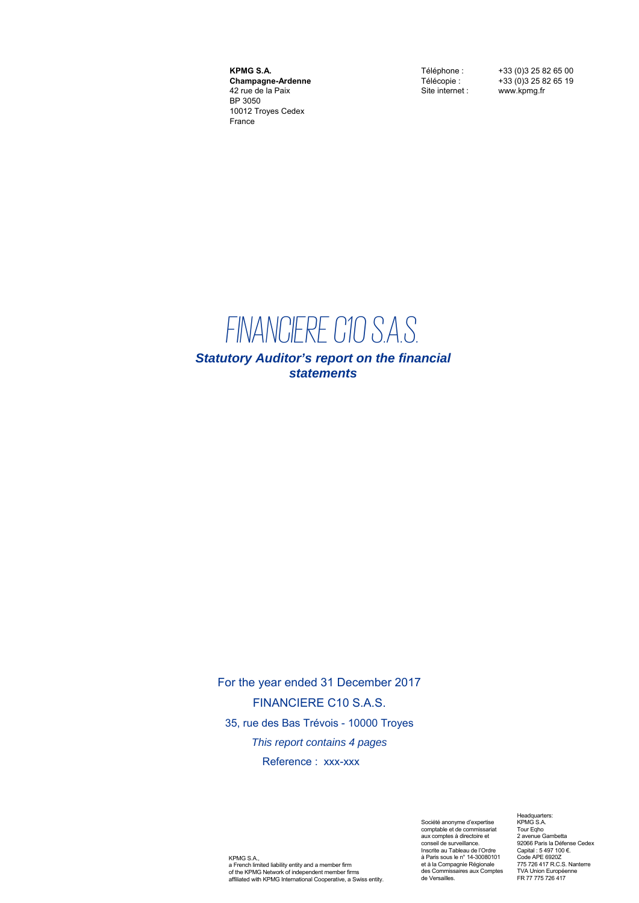**KPMG S.A.**
**Champagne-Ardenne**
42 rue de la Paix
BP 3050
10012 Troyes Cedex
France

Téléphone : +33 (0)3 25 82 65 00
Télécopie : +33 (0)3 25 82 65 19
Site internet : www.kpmg.fr

# FINANCIERE C10 S.A.S.

## *Statutory Auditor's report on the financial statements*

For the year ended 31 December 2017

FINANCIERE C10 S.A.S.

35, rue des Bas Trévois - 10000 Troyes

*This report contains 4 pages*

Reference : xxx-xxx

KPMG S.A.,
a French limited liability entity and a member firm
of the KPMG Network of independent member firms
affiliated with KPMG International Cooperative, a Swiss entity.

Société anonyme d'expertise
comptable et de commissariat
aux comptes à directoire et
conseil de surveillance.
Inscrite au Tableau de l'Ordre
à Paris sous le n° 14-30080101
et à la Compagnie Régionale
des Commissaires aux Comptes
de Versailles.

Headquarters:
KPMG S.A.
Tour Eqho
2 avenue Gambetta
92066 Paris la Défense Cedex
Capital : 5 497 100 €.
Code APE 6920Z
775 726 417 R.C.S. Nanterre
TVA Union Européenne
FR 77 775 726 417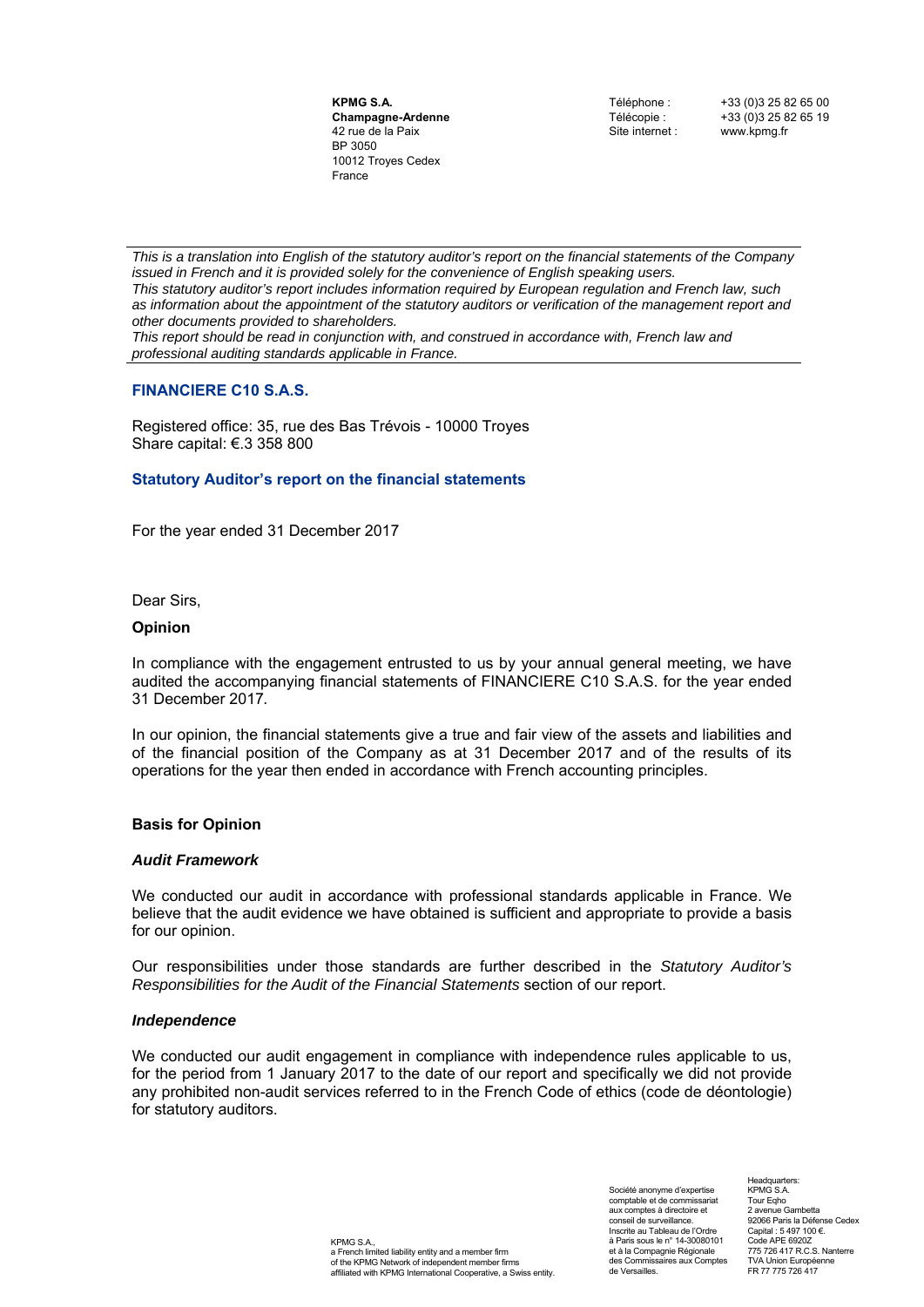**KPMG S.A.**
**Champagne-Ardenne**
42 rue de la Paix
BP 3050
10012 Troyes Cedex
France

Téléphone : +33 (0)3 25 82 65 00
Télécopie : +33 (0)3 25 82 65 19
Site internet : www.kpmg.fr

*This is a translation into English of the statutory auditor's report on the financial statements of the Company issued in French and it is provided solely for the convenience of English speaking users.*
*This statutory auditor's report includes information required by European regulation and French law, such as information about the appointment of the statutory auditors or verification of the management report and other documents provided to shareholders.*
*This report should be read in conjunction with, and construed in accordance with, French law and professional auditing standards applicable in France.*

## FINANCIERE C10 S.A.S.

Registered office: 35, rue des Bas Trévois - 10000 Troyes
Share capital: €.3 358 800

## Statutory Auditor's report on the financial statements

For the year ended 31 December 2017

Dear Sirs,

### Opinion

In compliance with the engagement entrusted to us by your annual general meeting, we have audited the accompanying financial statements of FINANCIERE C10 S.A.S. for the year ended 31 December 2017.

In our opinion, the financial statements give a true and fair view of the assets and liabilities and of the financial position of the Company as at 31 December 2017 and of the results of its operations for the year then ended in accordance with French accounting principles.

### Basis for Opinion

#### *Audit Framework*

We conducted our audit in accordance with professional standards applicable in France. We believe that the audit evidence we have obtained is sufficient and appropriate to provide a basis for our opinion.

Our responsibilities under those standards are further described in the *Statutory Auditor's Responsibilities for the Audit of the Financial Statements* section of our report.

#### *Independence*

We conducted our audit engagement in compliance with independence rules applicable to us, for the period from 1 January 2017 to the date of our report and specifically we did not provide any prohibited non-audit services referred to in the French Code of ethics (code de déontologie) for statutory auditors.

KPMG S.A.,
a French limited liability entity and a member firm of the KPMG Network of independent member firms affiliated with KPMG International Cooperative, a Swiss entity.

Société anonyme d'expertise comptable et de commissariat aux comptes à directoire et conseil de surveillance.
Inscrite au Tableau de l'Ordre à Paris sous le n° 14-30080101 et à la Compagnie Régionale des Commissaires aux Comptes de Versailles.

Headquarters:
KPMG S.A.
Tour Eqho
2 avenue Gambetta
92066 Paris la Défense Cedex
Capital : 5 497 100 €.
Code APE 6920Z
775 726 417 R.C.S. Nanterre
TVA Union Européenne
FR 77 775 726 417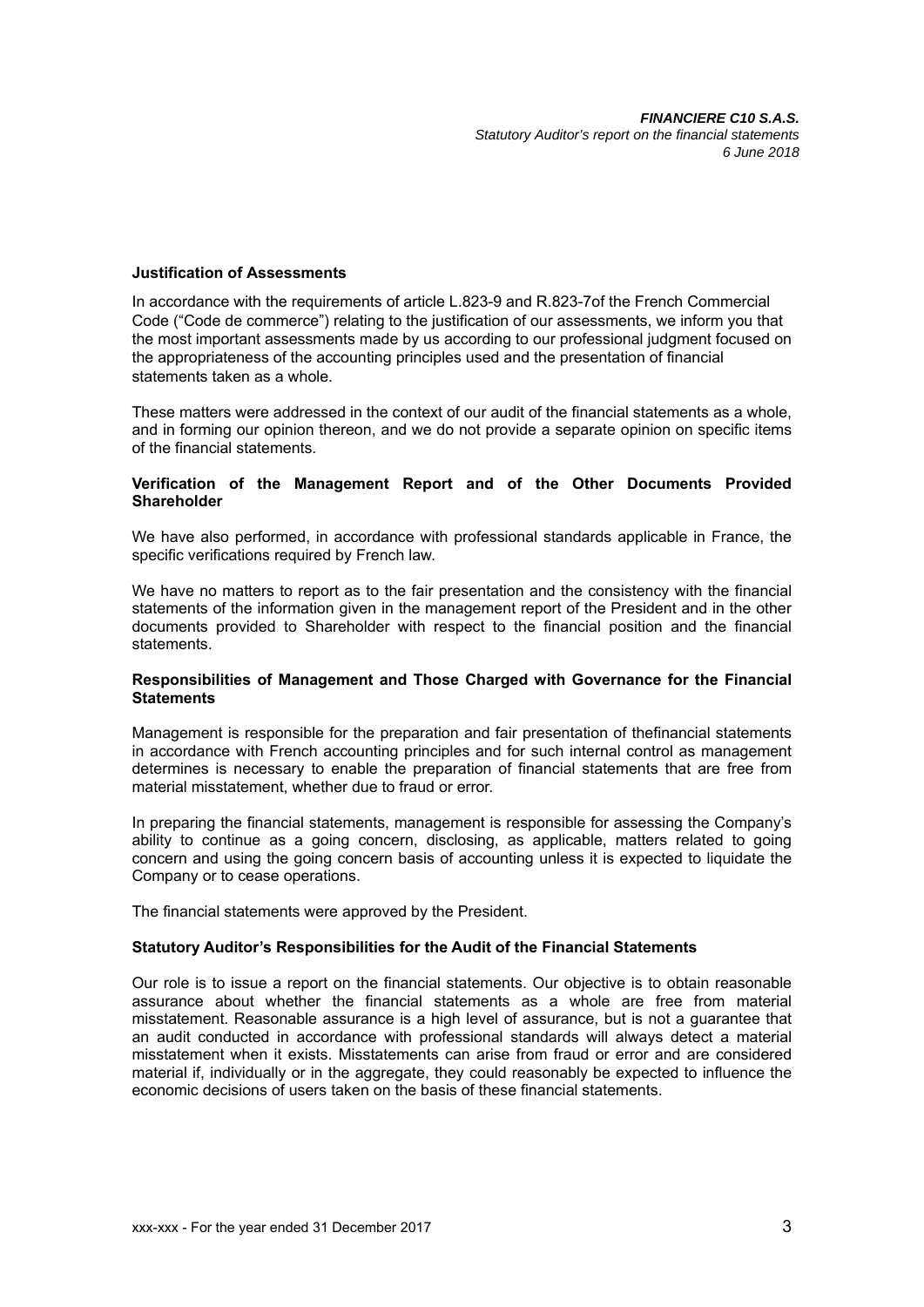### Justification of Assessments

In accordance with the requirements of article L.823-9 and R.823-7of the French Commercial Code ("Code de commerce") relating to the justification of our assessments, we inform you that the most important assessments made by us according to our professional judgment focused on the appropriateness of the accounting principles used and the presentation of financial statements taken as a whole.

These matters were addressed in the context of our audit of the financial statements as a whole, and in forming our opinion thereon, and we do not provide a separate opinion on specific items of the financial statements.

### Verification of the Management Report and of the Other Documents Provided Shareholder

We have also performed, in accordance with professional standards applicable in France, the specific verifications required by French law.

We have no matters to report as to the fair presentation and the consistency with the financial statements of the information given in the management report of the President and in the other documents provided to Shareholder with respect to the financial position and the financial statements.

### Responsibilities of Management and Those Charged with Governance for the Financial Statements

Management is responsible for the preparation and fair presentation of thefinancial statements in accordance with French accounting principles and for such internal control as management determines is necessary to enable the preparation of financial statements that are free from material misstatement, whether due to fraud or error.

In preparing the financial statements, management is responsible for assessing the Company's ability to continue as a going concern, disclosing, as applicable, matters related to going concern and using the going concern basis of accounting unless it is expected to liquidate the Company or to cease operations.

The financial statements were approved by the President.

### Statutory Auditor's Responsibilities for the Audit of the Financial Statements

Our role is to issue a report on the financial statements. Our objective is to obtain reasonable assurance about whether the financial statements as a whole are free from material misstatement. Reasonable assurance is a high level of assurance, but is not a guarantee that an audit conducted in accordance with professional standards will always detect a material misstatement when it exists. Misstatements can arise from fraud or error and are considered material if, individually or in the aggregate, they could reasonably be expected to influence the economic decisions of users taken on the basis of these financial statements.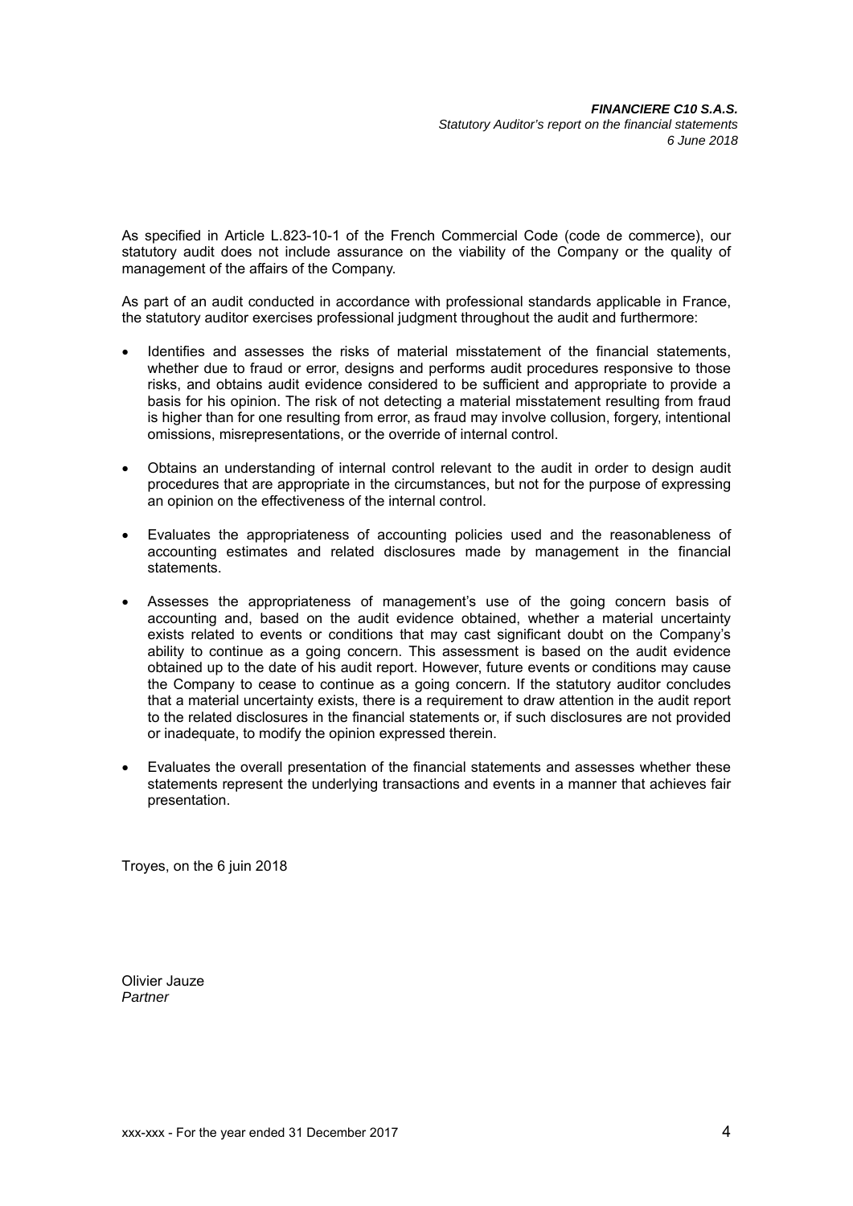As specified in Article L.823-10-1 of the French Commercial Code (code de commerce), our statutory audit does not include assurance on the viability of the Company or the quality of management of the affairs of the Company.

As part of an audit conducted in accordance with professional standards applicable in France, the statutory auditor exercises professional judgment throughout the audit and furthermore:

- Identifies and assesses the risks of material misstatement of the financial statements, whether due to fraud or error, designs and performs audit procedures responsive to those risks, and obtains audit evidence considered to be sufficient and appropriate to provide a basis for his opinion. The risk of not detecting a material misstatement resulting from fraud is higher than for one resulting from error, as fraud may involve collusion, forgery, intentional omissions, misrepresentations, or the override of internal control.

- Obtains an understanding of internal control relevant to the audit in order to design audit procedures that are appropriate in the circumstances, but not for the purpose of expressing an opinion on the effectiveness of the internal control.

- Evaluates the appropriateness of accounting policies used and the reasonableness of accounting estimates and related disclosures made by management in the financial statements.

- Assesses the appropriateness of management's use of the going concern basis of accounting and, based on the audit evidence obtained, whether a material uncertainty exists related to events or conditions that may cast significant doubt on the Company's ability to continue as a going concern. This assessment is based on the audit evidence obtained up to the date of his audit report. However, future events or conditions may cause the Company to cease to continue as a going concern. If the statutory auditor concludes that a material uncertainty exists, there is a requirement to draw attention in the audit report to the related disclosures in the financial statements or, if such disclosures are not provided or inadequate, to modify the opinion expressed therein.

- Evaluates the overall presentation of the financial statements and assesses whether these statements represent the underlying transactions and events in a manner that achieves fair presentation.

Troyes, on the 6 juin 2018

Olivier Jauze
*Partner*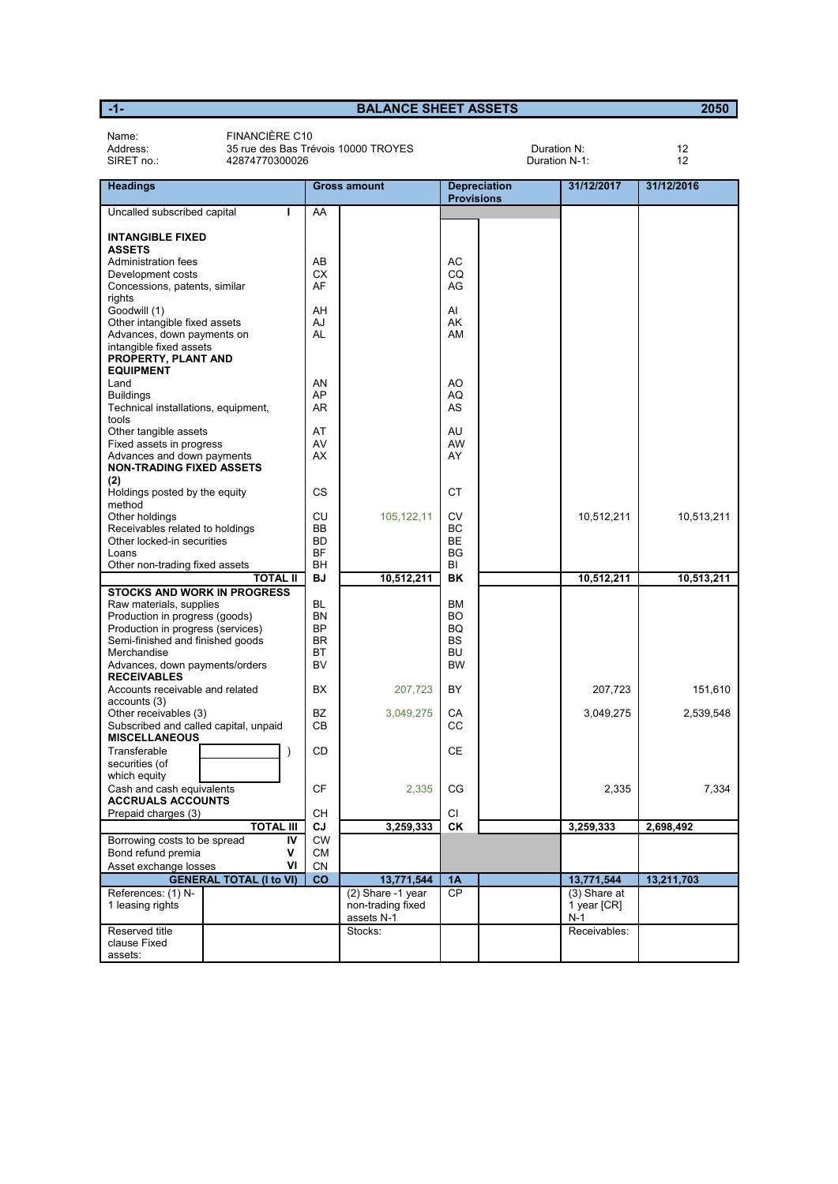| -1- | BALANCE SHEET ASSETS | 2050 |
|---|---|---|

Name: FINANCIÈRE C10
Address: 35 rue des Bas Trévois 10000 TROYES — Duration N: 12
SIRET no.: 42874770300026 — Duration N-1: 12

| Headings | | Gross amount | | Depreciation Provisions | 31/12/2017 | 31/12/2016 |
|---|---|---|---|---|---|---|
| Uncalled subscribed capital I | AA | | | | | |
| **INTANGIBLE FIXED ASSETS** | | | | | | |
| Administration fees | AB | | AC | | | |
| Development costs | CX | | CQ | | | |
| Concessions, patents, similar rights | AF | | AG | | | |
| Goodwill (1) | AH | | AI | | | |
| Other intangible fixed assets | AJ | | AK | | | |
| Advances, down payments on intangible fixed assets | AL | | AM | | | |
| **PROPERTY, PLANT AND EQUIPMENT** | | | | | | |
| Land | AN | | AO | | | |
| Buildings | AP | | AQ | | | |
| Technical installations, equipment, tools | AR | | AS | | | |
| Other tangible assets | AT | | AU | | | |
| Fixed assets in progress | AV | | AW | | | |
| Advances and down payments | AX | | AY | | | |
| **NON-TRADING FIXED ASSETS (2)** | | | | | | |
| Holdings posted by the equity method | CS | | CT | | | |
| Other holdings | CU | 105,122,11 | CV | | 10,512,211 | 10,513,211 |
| Receivables related to holdings | BB | | BC | | | |
| Other locked-in securities | BD | | BE | | | |
| Loans | BF | | BG | | | |
| Other non-trading fixed assets | BH | | BI | | | |
| **TOTAL II** | **BJ** | **10,512,211** | **BK** | | **10,512,211** | **10,513,211** |
| **STOCKS AND WORK IN PROGRESS** | | | | | | |
| Raw materials, supplies | BL | | BM | | | |
| Production in progress (goods) | BN | | BO | | | |
| Production in progress (services) | BP | | BQ | | | |
| Semi-finished and finished goods | BR | | BS | | | |
| Merchandise | BT | | BU | | | |
| Advances, down payments/orders | BV | | BW | | | |
| **RECEIVABLES** | | | | | | |
| Accounts receivable and related accounts (3) | BX | 207,723 | BY | | 207,723 | 151,610 |
| Other receivables (3) | BZ | 3,049,275 | CA | | 3,049,275 | 2,539,548 |
| Subscribed and called capital, unpaid | CB | | CC | | | |
| **MISCELLANEOUS** | | | | | | |
| Transferable securities (of which equity ) | CD | | CE | | | |
| Cash and cash equivalents | CF | 2,335 | CG | | 2,335 | 7,334 |
| **ACCRUALS ACCOUNTS** | | | | | | |
| Prepaid charges (3) | CH | | CI | | | |
| **TOTAL III** | **CJ** | **3,259,333** | **CK** | | **3,259,333** | **2,698,492** |
| Borrowing costs to be spread IV | CW | | | | | |
| Bond refund premia V | CM | | | | | |
| Asset exchange losses VI | CN | | | | | |
| **GENERAL TOTAL (I to VI)** | **CO** | **13,771,544** | **1A** | | **13,771,544** | **13,211,703** |
| References: (1) N-1 leasing rights | | (2) Share -1 year non-trading fixed assets N-1 | CP | | (3) Share at 1 year [CR] N-1 | |
| Reserved title clause Fixed assets: | | Stocks: | | | Receivables: | |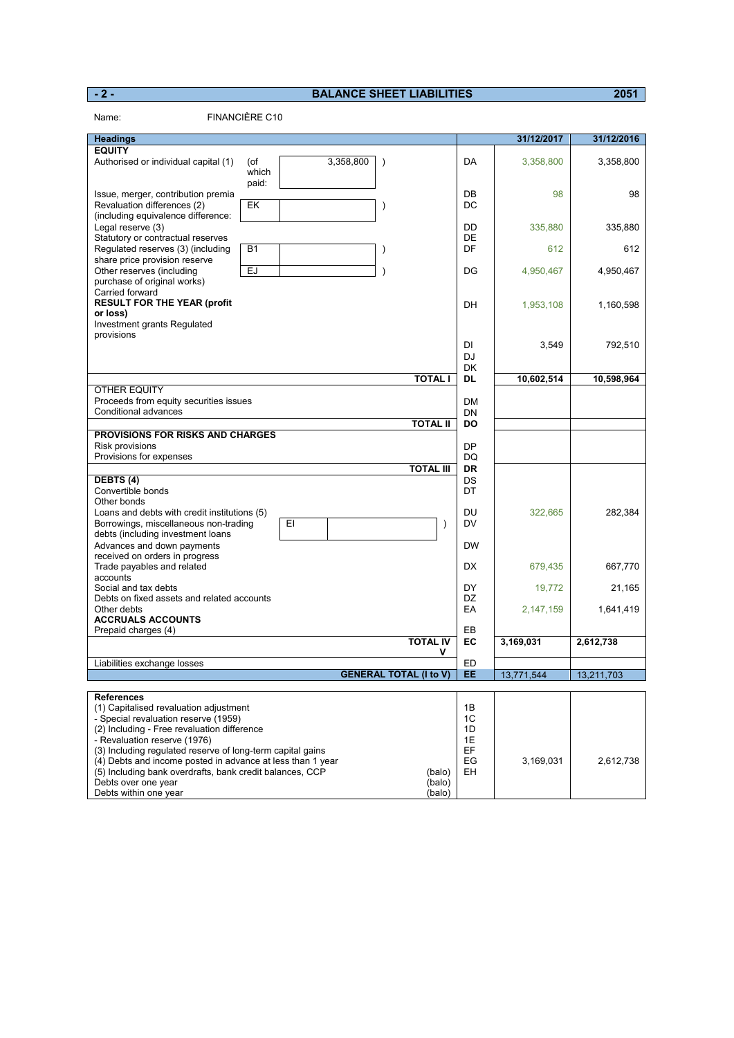## BALANCE SHEET LIABILITIES — 2051

Name: FINANCIÈRE C10

| Headings | | | 31/12/2017 | 31/12/2016 |
|---|---|---|---|---|
| **EQUITY** | | | | |
| Authorised or individual capital (1) | (of which paid: 3,358,800 ) | DA | 3,358,800 | 3,358,800 |
| Issue, merger, contribution premia | | DB | 98 | 98 |
| Revaluation differences (2) (including equivalence difference: | EK ) | DC | | |
| Legal reserve (3) | | DD | 335,880 | 335,880 |
| Statutory or contractual reserves | | DE | | |
| Regulated reserves (3) (including share price provision reserve | B1 ) | DF | 612 | 612 |
| Other reserves (including purchase of original works) | EJ ) | DG | 4,950,467 | 4,950,467 |
| Carried forward | | DH | 1,953,108 | 1,160,598 |
| **RESULT FOR THE YEAR (profit or loss)** | | DI | 3,549 | 792,510 |
| Investment grants Regulated provisions | | DJ | | |
| | | DK | | |
| | **TOTAL I** | **DL** | **10,602,514** | **10,598,964** |
| OTHER EQUITY | | | | |
| Proceeds from equity securities issues | | DM | | |
| Conditional advances | | DN | | |
| | **TOTAL II** | **DO** | | |
| **PROVISIONS FOR RISKS AND CHARGES** | | | | |
| Risk provisions | | DP | | |
| Provisions for expenses | | DQ | | |
| | **TOTAL III** | **DR** | | |
| **DEBTS (4)** | | | | |
| Convertible bonds | | DS | | |
| Other bonds | | DT | | |
| Loans and debts with credit institutions (5) | | DU | 322,665 | 282,384 |
| Borrowings, miscellaneous non-trading debts (including investment loans | EI ) | DV | | |
| Advances and down payments received on orders in progress | | DW | | |
| Trade payables and related accounts | | DX | 679,435 | 667,770 |
| Social and tax debts | | DY | 19,772 | 21,165 |
| Debts on fixed assets and related accounts | | DZ | | |
| Other debts | | EA | 2,147,159 | 1,641,419 |
| **ACCRUALS ACCOUNTS** | | | | |
| Prepaid charges (4) | | EB | | |
| | **TOTAL IV V** | **EC** | **3,169,031** | **2,612,738** |
| Liabilities exchange losses | | ED | | |
| | **GENERAL TOTAL (I to V)** | **EE** | 13,771,544 | 13,211,703 |

| References | | | | |
|---|---|---|---|---|
| (1) Capitalised revaluation adjustment | | 1B | | |
| - Special revaluation reserve (1959) | | 1C | | |
| (2) Including - Free revaluation difference | | 1D | | |
| - Revaluation reserve (1976) | | 1E | | |
| (3) Including regulated reserve of long-term capital gains | | EF | | |
| (4) Debts and income posted in advance at less than 1 year | | EG | 3,169,031 | 2,612,738 |
| (5) Including bank overdrafts, bank credit balances, CCP | (balo) | EH | | |
| Debts over one year | (balo) | | | |
| Debts within one year | (balo) | | | |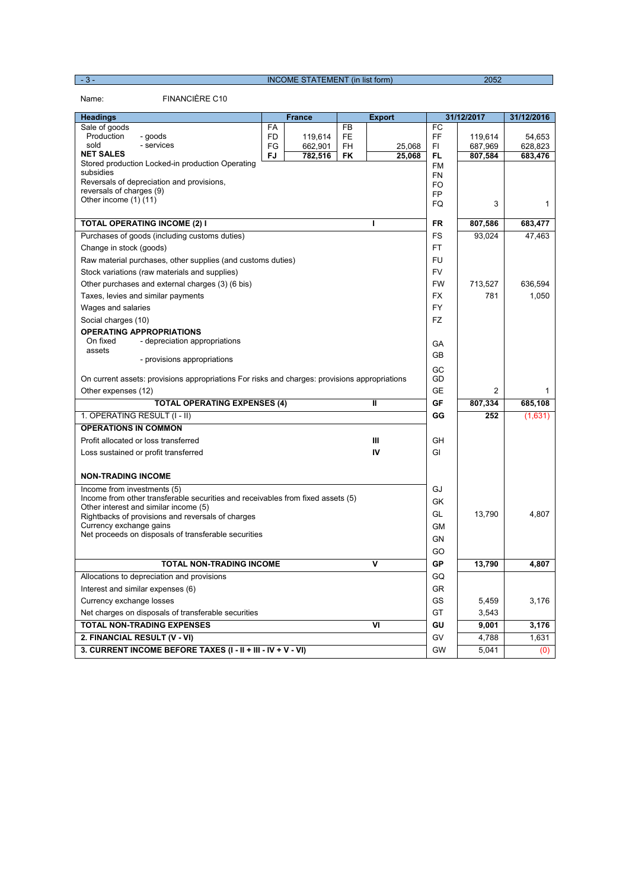INCOME STATEMENT (in list form) 2052

Name: FINANCIÈRE C10

| Headings | | France | | Export | | 31/12/2017 | 31/12/2016 |
|---|---|---|---|---|---|---|---|
| Sale of goods | FA | | FB | | FC | | |
| Production sold - goods | FD | 119,614 | FE | | FF | 119,614 | 54,653 |
| Production sold - services | FG | 662,901 | FH | 25,068 | FI | 687,969 | 628,823 |
| **NET SALES** | **FJ** | **782,516** | **FK** | **25,068** | **FL** | **807,584** | **683,476** |
| Stored production | | | | | FM | | |
| Locked-in production | | | | | FN | | |
| Operating subsidies | | | | | FO | | |
| Reversals of depreciation and provisions, reversals of charges (9) | | | | | FP | | |
| Other income (1) (11) | | | | | FQ | 3 | 1 |
| **TOTAL OPERATING INCOME (2) I** | | | | | **FR** | **807,586** | **683,477** |
| Purchases of goods (including customs duties) | | | | | FS | 93,024 | 47,463 |
| Change in stock (goods) | | | | | FT | | |
| Raw material purchases, other supplies (and customs duties) | | | | | FU | | |
| Stock variations (raw materials and supplies) | | | | | FV | | |
| Other purchases and external charges (3) (6 bis) | | | | | FW | 713,527 | 636,594 |
| Taxes, levies and similar payments | | | | | FX | 781 | 1,050 |
| Wages and salaries | | | | | FY | | |
| Social charges (10) | | | | | FZ | | |
| **OPERATING APPROPRIATIONS** | | | | | | | |
| On fixed assets - depreciation appropriations | | | | | GA | | |
| On fixed assets - provisions appropriations | | | | | GB | | |
| On current assets: provisions appropriations | | | | | GC | | |
| For risks and charges: provisions appropriations | | | | | GD | | |
| Other expenses (12) | | | | | GE | 2 | 1 |
| **TOTAL OPERATING EXPENSES (4) II** | | | | | **GF** | **807,334** | **685,108** |
| 1. OPERATING RESULT (I - II) | | | | | **GG** | **252** | (1,631) |
| **OPERATIONS IN COMMON** | | | | | | | |
| Profit allocated or loss transferred III | | | | | GH | | |
| Loss sustained or profit transferred IV | | | | | GI | | |
| **NON-TRADING INCOME** | | | | | | | |
| Income from investments (5) | | | | | GJ | | |
| Income from other transferable securities and receivables from fixed assets (5) | | | | | GK | | |
| Other interest and similar income (5) | | | | | GL | 13,790 | 4,807 |
| Rightbacks of provisions and reversals of charges | | | | | GM | | |
| Currency exchange gains | | | | | GN | | |
| Net proceeds on disposals of transferable securities | | | | | GO | | |
| **TOTAL NON-TRADING INCOME V** | | | | | **GP** | **13,790** | **4,807** |
| Allocations to depreciation and provisions | | | | | GQ | | |
| Interest and similar expenses (6) | | | | | GR | | |
| Currency exchange losses | | | | | GS | 5,459 | 3,176 |
| Net charges on disposals of transferable securities | | | | | GT | 3,543 | |
| **TOTAL NON-TRADING EXPENSES VI** | | | | | **GU** | **9,001** | **3,176** |
| **2. FINANCIAL RESULT (V - VI)** | | | | | GV | 4,788 | 1,631 |
| **3. CURRENT INCOME BEFORE TAXES (I - II + III - IV + V - VI)** | | | | | GW | 5,041 | (0) |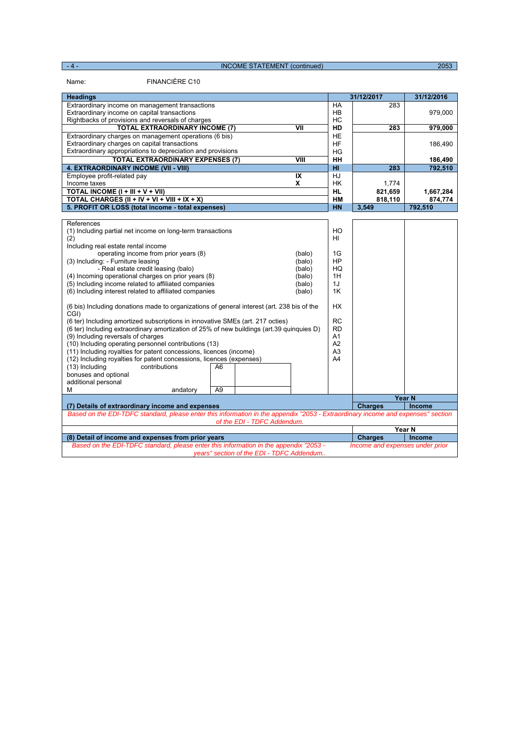INCOME STATEMENT (continued) 2053

Name: FINANCIÈRE C10

| Headings | | | 31/12/2017 | 31/12/2016 |
|---|---|---|---|---|
| Extraordinary income on management transactions | | HA | 283 | |
| Extraordinary income on capital transactions | | HB | | 979,000 |
| Rightbacks of provisions and reversals of charges | | HC | | |
| **TOTAL EXTRAORDINARY INCOME (7)** | **VII** | **HD** | **283** | **979,000** |
| Extraordinary charges on management operations (6 bis) | | HE | | |
| Extraordinary charges on capital transactions | | HF | | 186,490 |
| Extraordinary appropriations to depreciation and provisions | | HG | | |
| **TOTAL EXTRAORDINARY EXPENSES (7)** | **VIII** | **HH** | | **186,490** |
| **4. EXTRAORDINARY INCOME (VII - VIII)** | | **HI** | **283** | **792,510** |
| Employee profit-related pay | **IX** | HJ | | |
| Income taxes | **X** | HK | 1,774 | |
| **TOTAL INCOME (I + III + V + VII)** | | **HL** | **821,659** | **1,667,284** |
| **TOTAL CHARGES (II + IV + VI + VIII + IX + X)** | | **HM** | **818,110** | **874,774** |
| **5. PROFIT OR LOSS (total income - total expenses)** | | **HN** | **3,549** | **792,510** |

| References | | | | |
|---|---|---|---|---|
| (1) Including partial net income on long-term transactions | | HO | | |
| (2) | | HI | | |
| Including real estate rental income | | | | |
| operating income from prior years (8) | (balo) | 1G | | |
| (3) Including: - Furniture leasing | (balo) | HP | | |
| - Real estate credit leasing (balo) | (balo) | HQ | | |
| (4) Incoming operational charges on prior years (8) | (balo) | 1H | | |
| (5) Including income related to affiliated companies | (balo) | 1J | | |
| (6) Including interest related to affiliated companies | (balo) | 1K | | |
| (6 bis) Including donations made to organizations of general interest (art. 238 bis of the CGI) | | HX | | |
| (6 ter) Including amortized subscriptions in innovative SMEs (art. 217 octies) | | RC | | |
| (6 ter) Including extraordinary amortization of 25% of new buildings (art.39 quinquies D) | | RD | | |
| (9) Including reversals of charges | | A1 | | |
| (10) Including operating personnel contributions (13) | | A2 | | |
| (11) Including royalties for patent concessions, licences (income) | | A3 | | |
| (12) Including royalties for patent concessions, licences (expenses) | | A4 | | |
| (13) Including contributions bonuses and optional additional personal | A6 | | | |
| M andatory | A9 | | | |

| (7) Details of extraordinary income and expenses | Year N Charges | Year N Income |
|---|---|---|
| *Based on the EDI-TDFC standard, please enter this information in the appendix "2053 - Extraordinary income and expenses" section of the EDI - TDFC Addendum.* | | |

| (8) Detail of income and expenses from prior years | Year N Charges | Year N Income |
|---|---|---|
| *Based on the EDI-TDFC standard, please enter this information in the appendix "2053 - Income and expenses under prior years" section of the EDI - TDFC Addendum..* | | |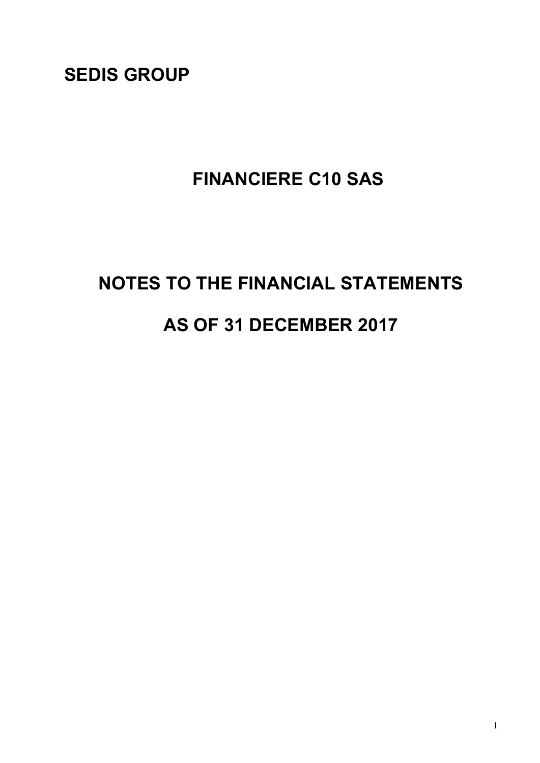# SEDIS GROUP

## FINANCIERE C10 SAS

## NOTES TO THE FINANCIAL STATEMENTS

## AS OF 31 DECEMBER 2017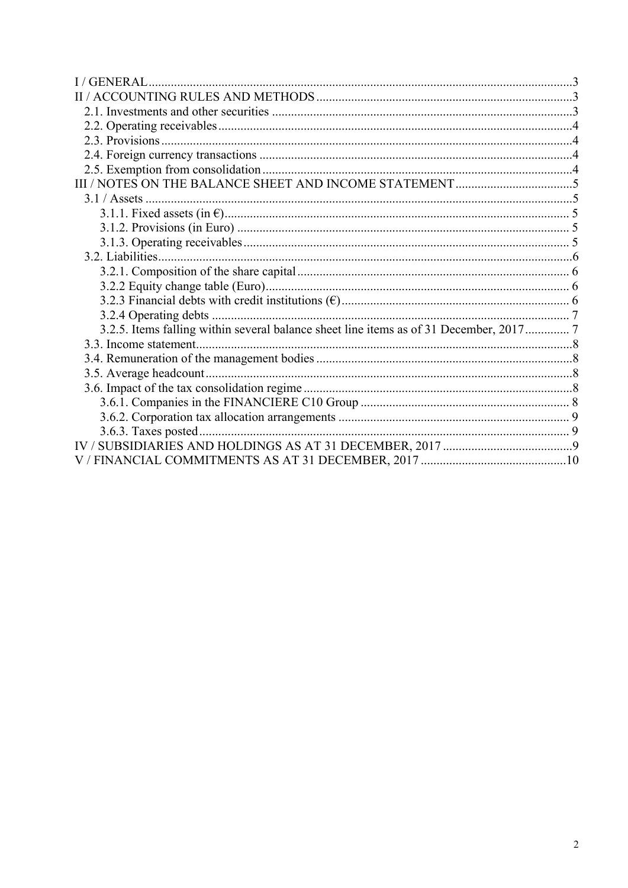I / GENERAL .......... 3
II / ACCOUNTING RULES AND METHODS .......... 3
- 2.1. Investments and other securities .......... 3
- 2.2. Operating receivables .......... 4
- 2.3. Provisions .......... 4
- 2.4. Foreign currency transactions .......... 4
- 2.5. Exemption from consolidation .......... 4

III / NOTES ON THE BALANCE SHEET AND INCOME STATEMENT .......... 5
- 3.1 / Assets .......... 5
  - 3.1.1. Fixed assets (in €) .......... 5
  - 3.1.2. Provisions (in Euro) .......... 5
  - 3.1.3. Operating receivables .......... 5
- 3.2. Liabilities .......... 6
  - 3.2.1. Composition of the share capital .......... 6
  - 3.2.2 Equity change table (Euro) .......... 6
  - 3.2.3 Financial debts with credit institutions (€) .......... 6
  - 3.2.4 Operating debts .......... 7
  - 3.2.5. Items falling within several balance sheet line items as of 31 December, 2017 .......... 7
- 3.3. Income statement .......... 8
- 3.4. Remuneration of the management bodies .......... 8
- 3.5. Average headcount .......... 8
- 3.6. Impact of the tax consolidation regime .......... 8
  - 3.6.1. Companies in the FINANCIERE C10 Group .......... 8
  - 3.6.2. Corporation tax allocation arrangements .......... 9
  - 3.6.3. Taxes posted .......... 9

IV / SUBSIDIARIES AND HOLDINGS AS AT 31 DECEMBER, 2017 .......... 9
V / FINANCIAL COMMITMENTS AS AT 31 DECEMBER, 2017 .......... 10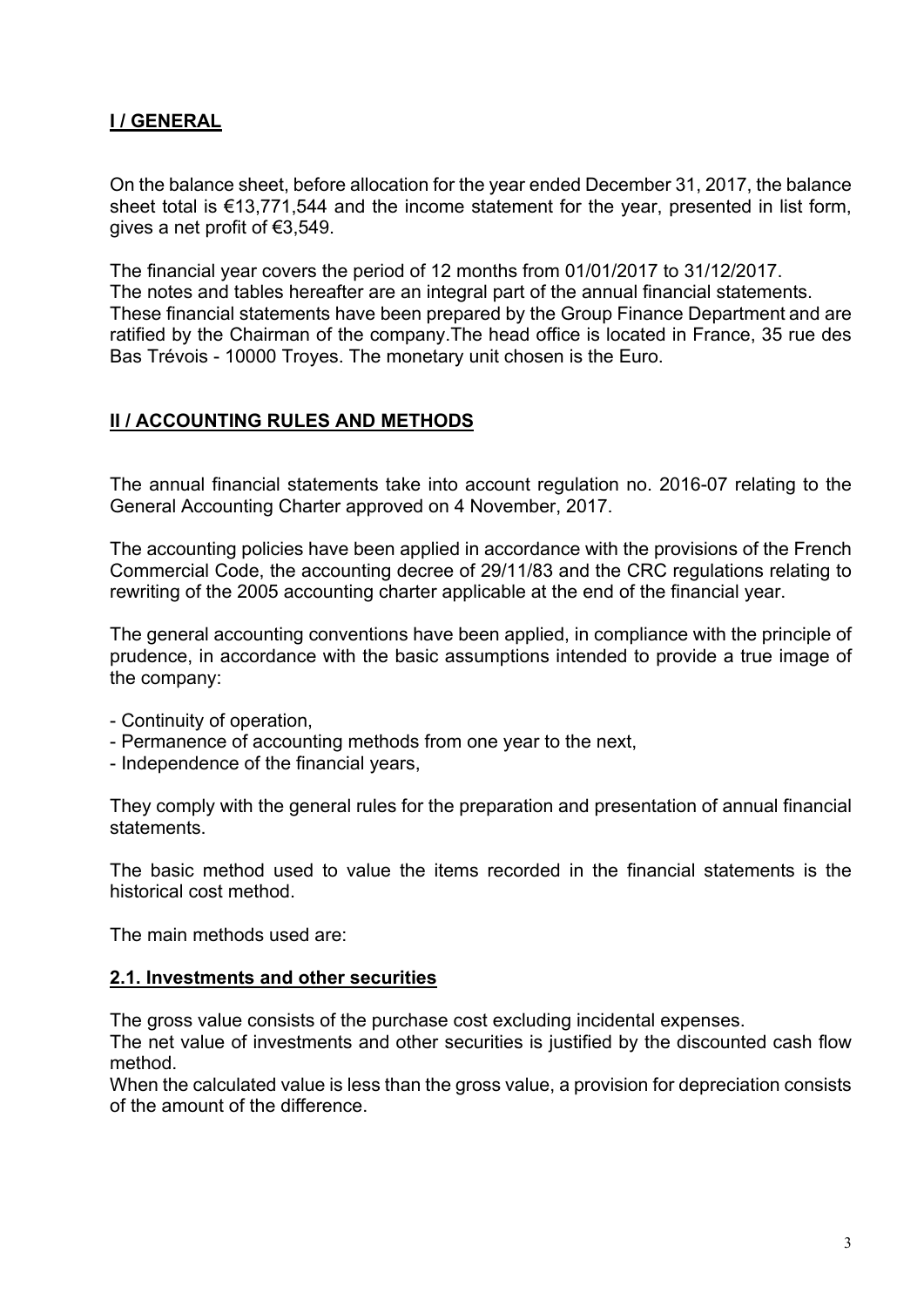## I / GENERAL

On the balance sheet, before allocation for the year ended December 31, 2017, the balance sheet total is €13,771,544 and the income statement for the year, presented in list form, gives a net profit of €3,549.

The financial year covers the period of 12 months from 01/01/2017 to 31/12/2017.
The notes and tables hereafter are an integral part of the annual financial statements.
These financial statements have been prepared by the Group Finance Department and are ratified by the Chairman of the company.The head office is located in France, 35 rue des Bas Trévois - 10000 Troyes. The monetary unit chosen is the Euro.

## II / ACCOUNTING RULES AND METHODS

The annual financial statements take into account regulation no. 2016-07 relating to the General Accounting Charter approved on 4 November, 2017.

The accounting policies have been applied in accordance with the provisions of the French Commercial Code, the accounting decree of 29/11/83 and the CRC regulations relating to rewriting of the 2005 accounting charter applicable at the end of the financial year.

The general accounting conventions have been applied, in compliance with the principle of prudence, in accordance with the basic assumptions intended to provide a true image of the company:

- Continuity of operation,
- Permanence of accounting methods from one year to the next,
- Independence of the financial years,

They comply with the general rules for the preparation and presentation of annual financial statements.

The basic method used to value the items recorded in the financial statements is the historical cost method.

The main methods used are:

### 2.1. Investments and other securities

The gross value consists of the purchase cost excluding incidental expenses.
The net value of investments and other securities is justified by the discounted cash flow method.
When the calculated value is less than the gross value, a provision for depreciation consists of the amount of the difference.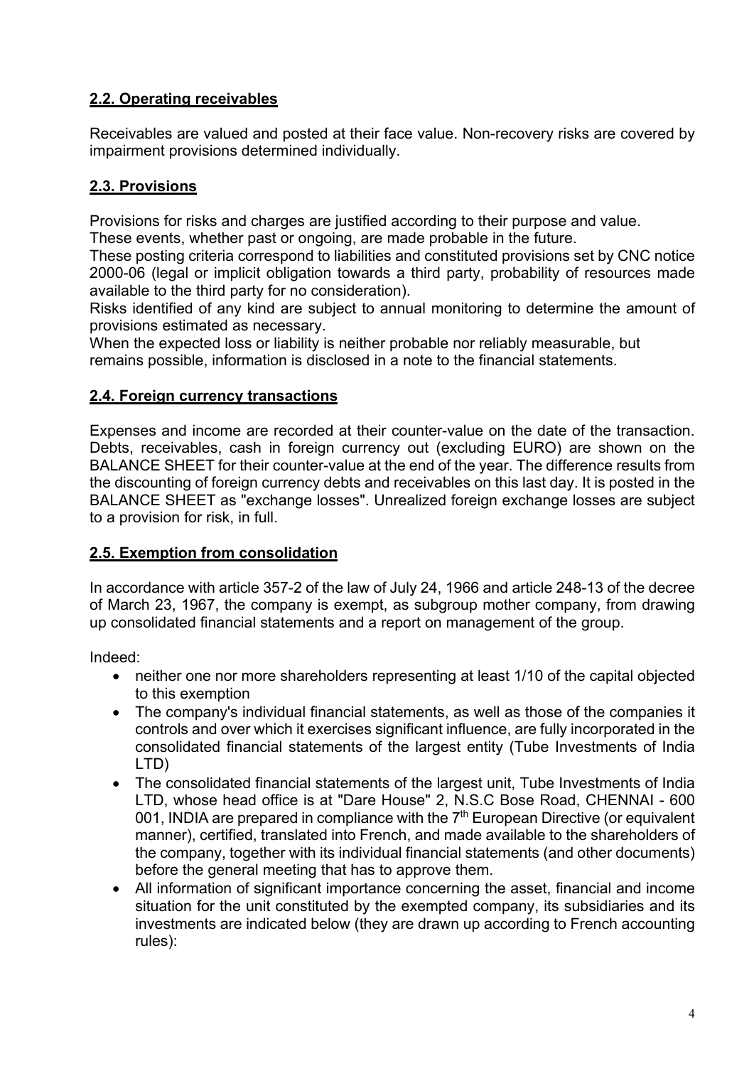## 2.2. Operating receivables

Receivables are valued and posted at their face value. Non-recovery risks are covered by impairment provisions determined individually.

## 2.3. Provisions

Provisions for risks and charges are justified according to their purpose and value.
These events, whether past or ongoing, are made probable in the future.
These posting criteria correspond to liabilities and constituted provisions set by CNC notice 2000-06 (legal or implicit obligation towards a third party, probability of resources made available to the third party for no consideration).
Risks identified of any kind are subject to annual monitoring to determine the amount of provisions estimated as necessary.
When the expected loss or liability is neither probable nor reliably measurable, but remains possible, information is disclosed in a note to the financial statements.

## 2.4. Foreign currency transactions

Expenses and income are recorded at their counter-value on the date of the transaction. Debts, receivables, cash in foreign currency out (excluding EURO) are shown on the BALANCE SHEET for their counter-value at the end of the year. The difference results from the discounting of foreign currency debts and receivables on this last day. It is posted in the BALANCE SHEET as "exchange losses". Unrealized foreign exchange losses are subject to a provision for risk, in full.

## 2.5. Exemption from consolidation

In accordance with article 357-2 of the law of July 24, 1966 and article 248-13 of the decree of March 23, 1967, the company is exempt, as subgroup mother company, from drawing up consolidated financial statements and a report on management of the group.

Indeed:

- neither one nor more shareholders representing at least 1/10 of the capital objected to this exemption
- The company's individual financial statements, as well as those of the companies it controls and over which it exercises significant influence, are fully incorporated in the consolidated financial statements of the largest entity (Tube Investments of India LTD)
- The consolidated financial statements of the largest unit, Tube Investments of India LTD, whose head office is at "Dare House" 2, N.S.C Bose Road, CHENNAI - 600 001, INDIA are prepared in compliance with the 7th European Directive (or equivalent manner), certified, translated into French, and made available to the shareholders of the company, together with its individual financial statements (and other documents) before the general meeting that has to approve them.
- All information of significant importance concerning the asset, financial and income situation for the unit constituted by the exempted company, its subsidiaries and its investments are indicated below (they are drawn up according to French accounting rules):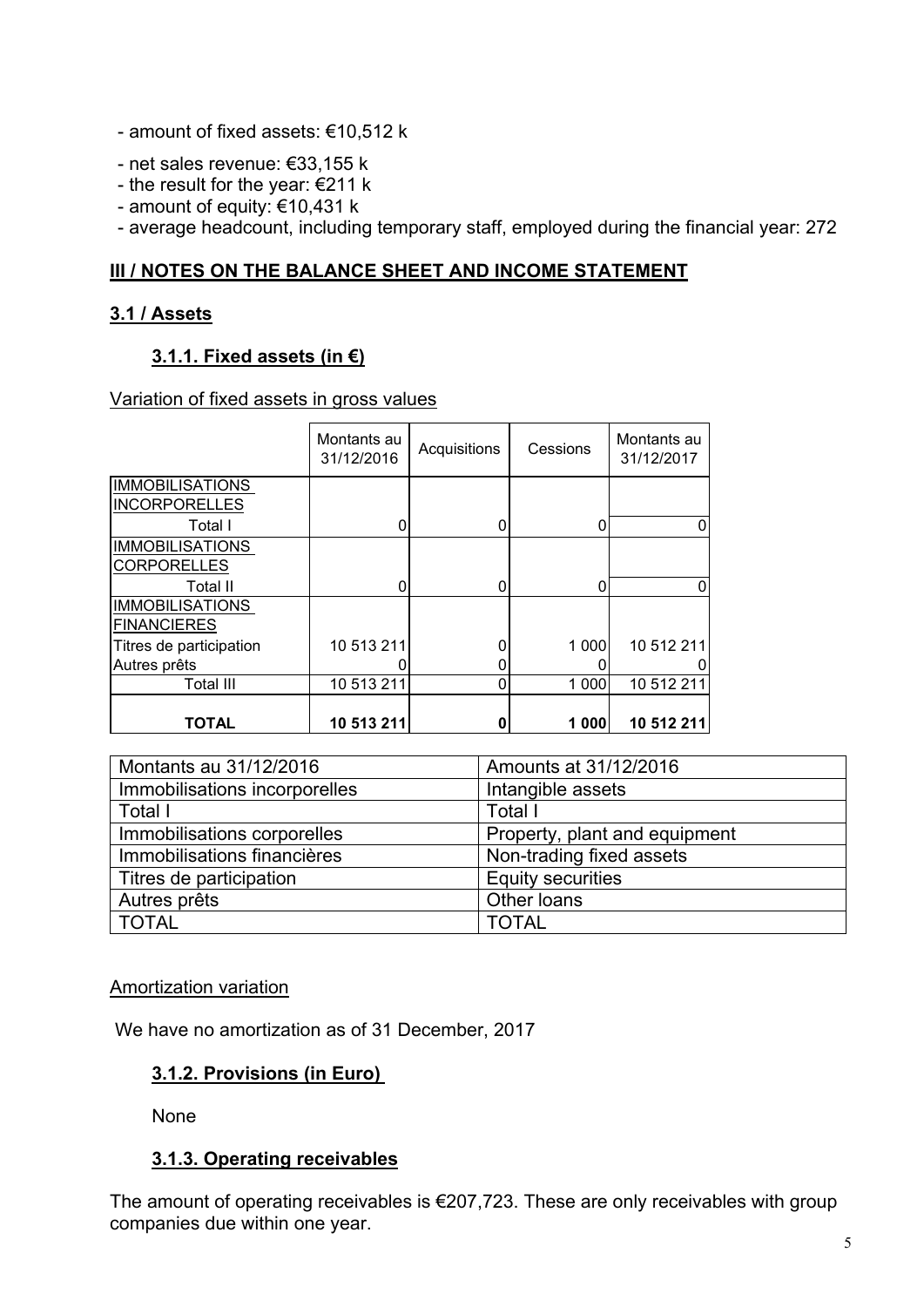- amount of fixed assets: €10,512 k
- net sales revenue: €33,155 k
- the result for the year: €211 k
- amount of equity: €10,431 k
- average headcount, including temporary staff, employed during the financial year: 272

## III / NOTES ON THE BALANCE SHEET AND INCOME STATEMENT

### 3.1 / Assets

#### 3.1.1. Fixed assets (in €)

Variation of fixed assets in gross values

| | Montants au 31/12/2016 | Acquisitions | Cessions | Montants au 31/12/2017 |
|---|---|---|---|---|
| IMMOBILISATIONS INCORPORELLES | | | | |
| Total I | 0 | 0 | 0 | 0 |
| IMMOBILISATIONS CORPORELLES | | | | |
| Total II | 0 | 0 | 0 | 0 |
| IMMOBILISATIONS FINANCIERES | | | | |
| Titres de participation | 10 513 211 | 0 | 1 000 | 10 512 211 |
| Autres prêts | 0 | 0 | 0 | 0 |
| Total III | 10 513 211 | 0 | 1 000 | 10 512 211 |
| **TOTAL** | **10 513 211** | **0** | **1 000** | **10 512 211** |

| Montants au 31/12/2016 | Amounts at 31/12/2016 |
|---|---|
| Immobilisations incorporelles | Intangible assets |
| Total I | Total I |
| Immobilisations corporelles | Property, plant and equipment |
| Immobilisations financières | Non-trading fixed assets |
| Titres de participation | Equity securities |
| Autres prêts | Other loans |
| TOTAL | TOTAL |

Amortization variation

We have no amortization as of 31 December, 2017

#### 3.1.2. Provisions (in Euro)

None

#### 3.1.3. Operating receivables

The amount of operating receivables is €207,723. These are only receivables with group companies due within one year.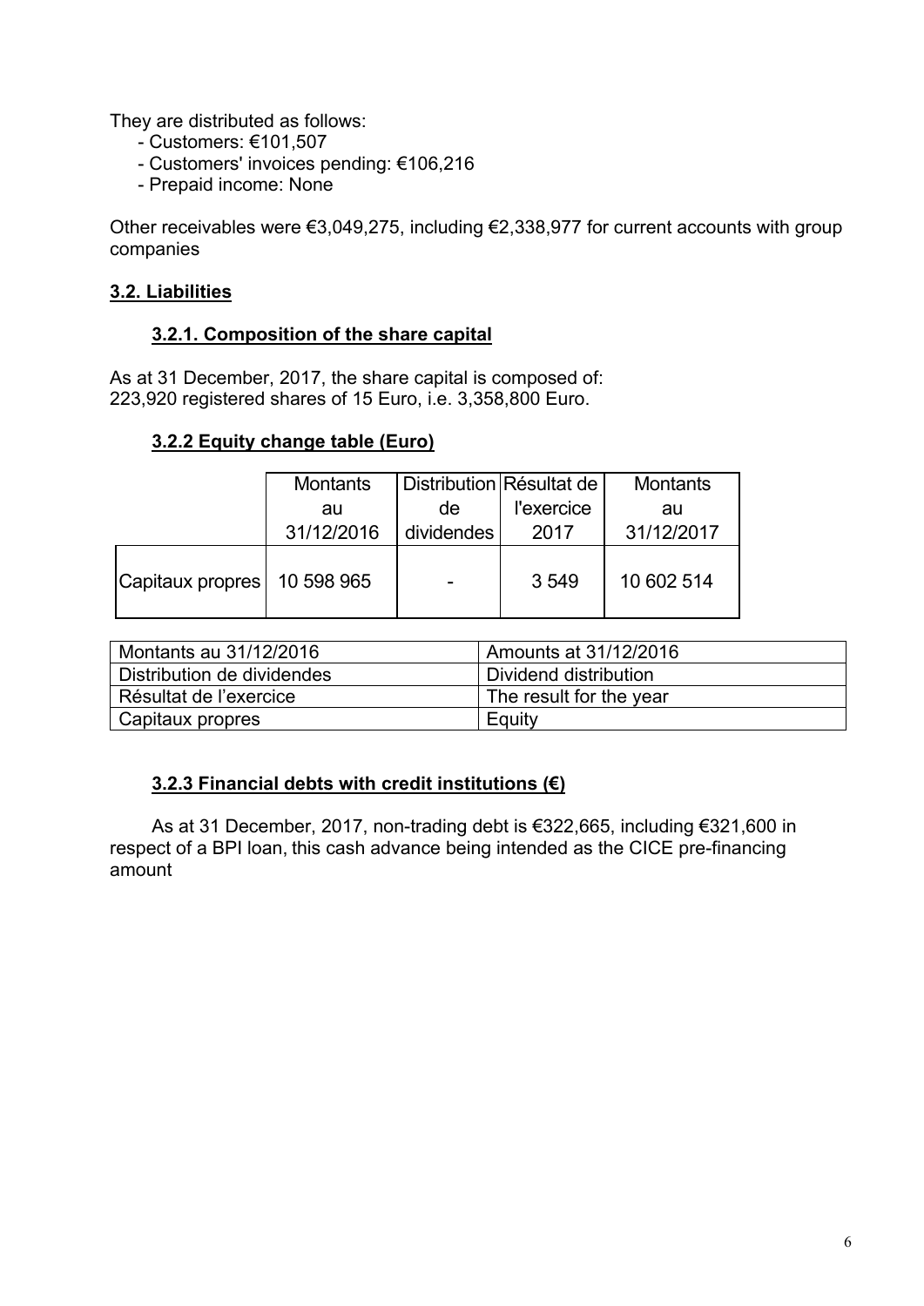They are distributed as follows:

- Customers: €101,507
- Customers' invoices pending: €106,216
- Prepaid income: None

Other receivables were €3,049,275, including €2,338,977 for current accounts with group companies

### 3.2. Liabilities

#### 3.2.1. Composition of the share capital

As at 31 December, 2017, the share capital is composed of:
223,920 registered shares of 15 Euro, i.e. 3,358,800 Euro.

#### 3.2.2 Equity change table (Euro)

| | Montants au 31/12/2016 | Distribution de dividendes | Résultat de l'exercice 2017 | Montants au 31/12/2017 |
|---|---|---|---|---|
| Capitaux propres | 10 598 965 | - | 3 549 | 10 602 514 |

| | |
|---|---|
| Montants au 31/12/2016 | Amounts at 31/12/2016 |
| Distribution de dividendes | Dividend distribution |
| Résultat de l'exercice | The result for the year |
| Capitaux propres | Equity |

#### 3.2.3 Financial debts with credit institutions (€)

As at 31 December, 2017, non-trading debt is €322,665, including €321,600 in respect of a BPI loan, this cash advance being intended as the CICE pre-financing amount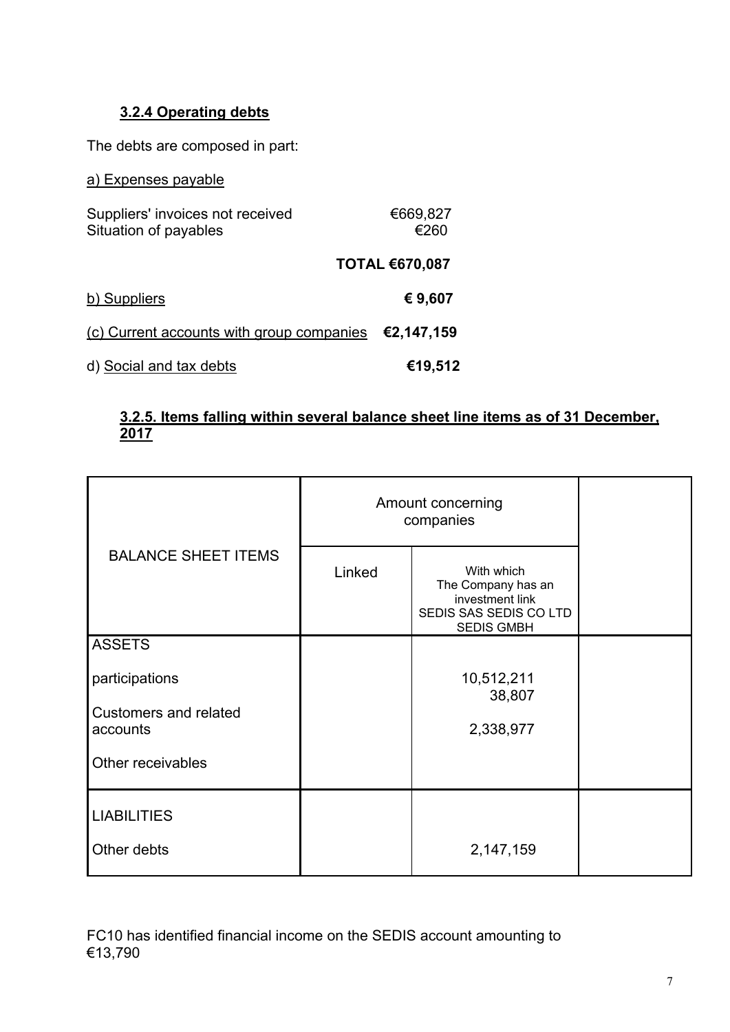### 3.2.4 Operating debts

The debts are composed in part:

a) Expenses payable

| | |
|---|---|
| Suppliers' invoices not received | €669,827 |
| Situation of payables | €260 |
| **TOTAL** | **€670,087** |

b) Suppliers **€ 9,607**

(c) Current accounts with group companies **€2,147,159**

d) Social and tax debts **€19,512**

### 3.2.5. Items falling within several balance sheet line items as of 31 December, 2017

| BALANCE SHEET ITEMS | Amount concerning companies | | |
|---|---|---|---|
| | Linked | With which The Company has an investment link SEDIS SAS SEDIS CO LTD SEDIS GMBH | |
| **ASSETS** | | | |
| participations | | 10,512,211<br>38,807 | |
| Customers and related accounts | | 2,338,977 | |
| Other receivables | | | |
| **LIABILITIES** | | | |
| Other debts | | 2,147,159 | |

FC10 has identified financial income on the SEDIS account amounting to €13,790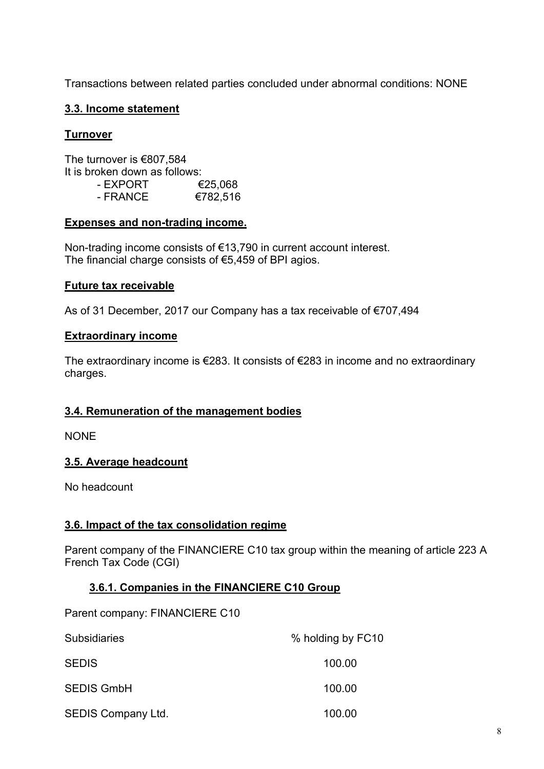Transactions between related parties concluded under abnormal conditions: NONE

### 3.3. Income statement

**Turnover**

The turnover is €807,584
It is broken down as follows:

- EXPORT €25,068
- FRANCE €782,516

**Expenses and non-trading income.**

Non-trading income consists of €13,790 in current account interest.
The financial charge consists of €5,459 of BPI agios.

**Future tax receivable**

As of 31 December, 2017 our Company has a tax receivable of €707,494

**Extraordinary income**

The extraordinary income is €283. It consists of €283 in income and no extraordinary charges.

### 3.4. Remuneration of the management bodies

NONE

### 3.5. Average headcount

No headcount

### 3.6. Impact of the tax consolidation regime

Parent company of the FINANCIERE C10 tax group within the meaning of article 223 A French Tax Code (CGI)

#### 3.6.1. Companies in the FINANCIERE C10 Group

Parent company: FINANCIERE C10

| Subsidiaries | % holding by FC10 |
| --- | --- |
| SEDIS | 100.00 |
| SEDIS GmbH | 100.00 |
| SEDIS Company Ltd. | 100.00 |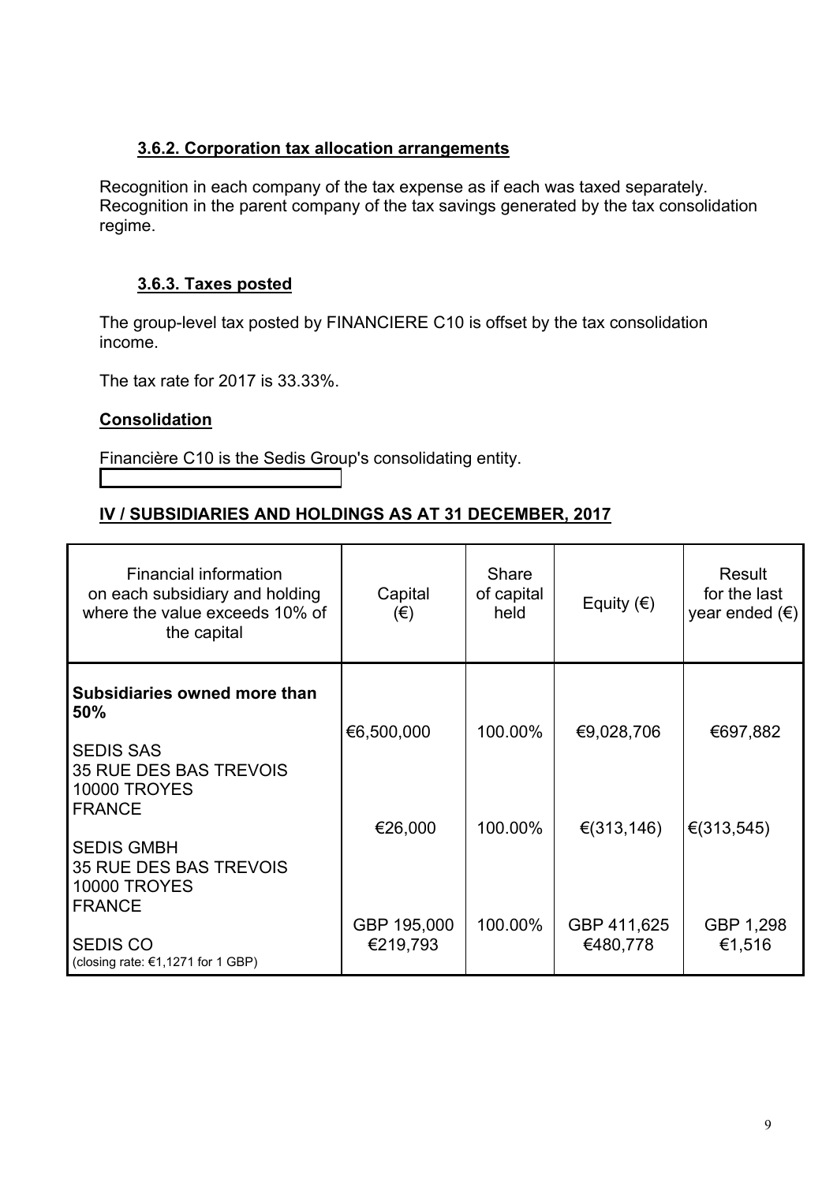### 3.6.2. Corporation tax allocation arrangements

Recognition in each company of the tax expense as if each was taxed separately. Recognition in the parent company of the tax savings generated by the tax consolidation regime.

### 3.6.3. Taxes posted

The group-level tax posted by FINANCIERE C10 is offset by the tax consolidation income.

The tax rate for 2017 is 33.33%.

**Consolidation**

Financière C10 is the Sedis Group's consolidating entity.

## IV / SUBSIDIARIES AND HOLDINGS AS AT 31 DECEMBER, 2017

| Financial information on each subsidiary and holding where the value exceeds 10% of the capital | Capital (€) | Share of capital held | Equity (€) | Result for the last year ended (€) |
|---|---|---|---|---|
| **Subsidiaries owned more than 50%** | | | | |
| SEDIS SAS<br>35 RUE DES BAS TREVOIS<br>10000 TROYES<br>FRANCE | €6,500,000 | 100.00% | €9,028,706 | €697,882 |
| SEDIS GMBH<br>35 RUE DES BAS TREVOIS<br>10000 TROYES<br>FRANCE | €26,000 | 100.00% | €(313,146) | €(313,545) |
| SEDIS CO<br>(closing rate: €1,1271 for 1 GBP) | GBP 195,000<br>€219,793 | 100.00% | GBP 411,625<br>€480,778 | GBP 1,298<br>€1,516 |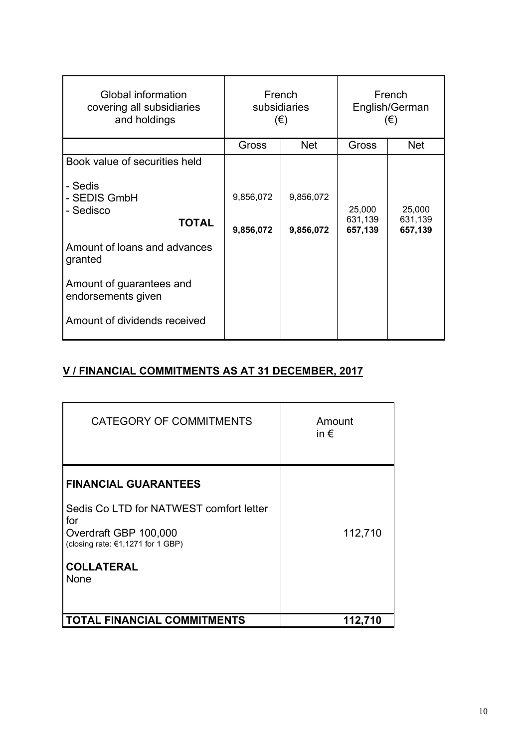| Global information covering all subsidiaries and holdings | French subsidiaries (€) | | French English/German (€) | |
|---|---|---|---|---|
| | Gross | Net | Gross | Net |
| Book value of securities held | | | | |
| - Sedis | 9,856,072 | 9,856,072 | | |
| - SEDIS GmbH | | | 25,000 | 25,000 |
| - Sedisco | | | 631,139 | 631,139 |
| **TOTAL** | **9,856,072** | **9,856,072** | **657,139** | **657,139** |
| Amount of loans and advances granted | | | | |
| Amount of guarantees and endorsements given | | | | |
| Amount of dividends received | | | | |

## V / FINANCIAL COMMITMENTS AS AT 31 DECEMBER, 2017

| CATEGORY OF COMMITMENTS | Amount in € |
|---|---|
| **FINANCIAL GUARANTEES** | |
| Sedis Co LTD for NATWEST comfort letter for Overdraft GBP 100,000 (closing rate: €1,1271 for 1 GBP) | 112,710 |
| **COLLATERAL** None | |
| **TOTAL FINANCIAL COMMITMENTS** | **112,710** |